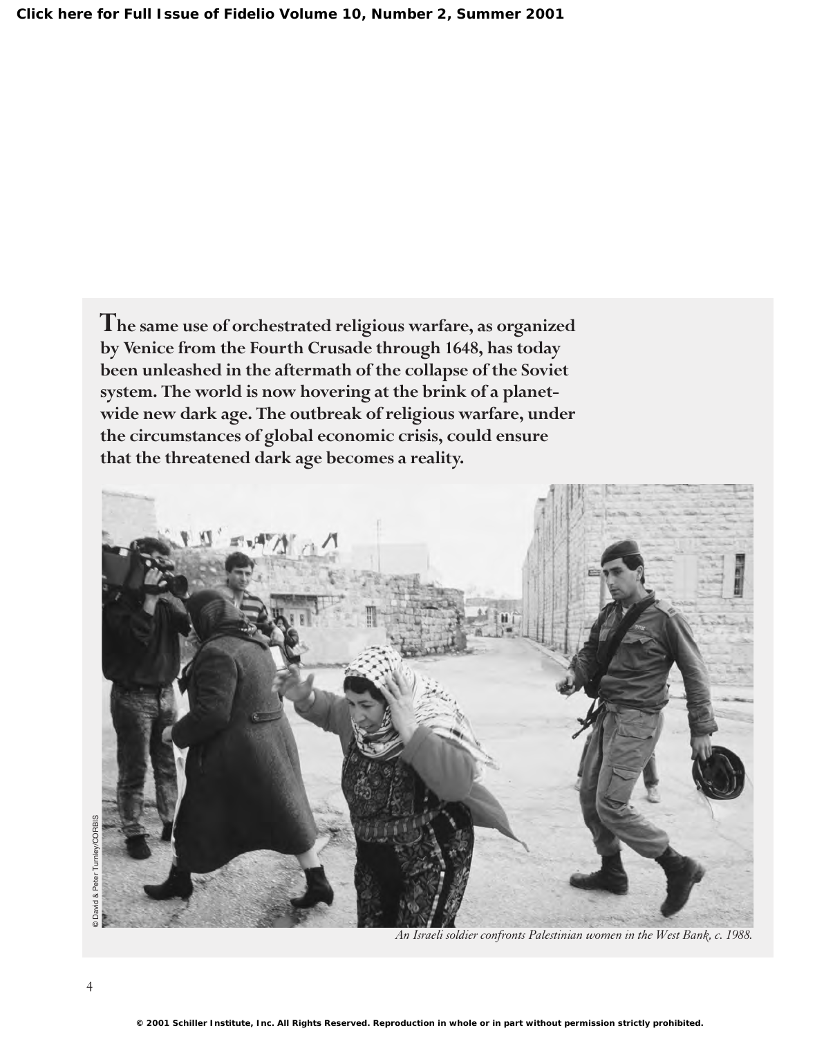**The same use of orchestrated religious warfare, as organized by Venice from the Fourth Crusade through 1648, has today been unleashed in the aftermath of the collapse of the Soviet system. The world is now hovering at the brink of a planet-wide new dark age. The outbreak of religious warfare, under the circumstances of global economic crisis, could ensure that the threatened dark age becomes a reality.**

© David & Peter Turnley/CORBIS

*An Israeli soldier confronts Palestinian women in the West Bank, c. 1988.*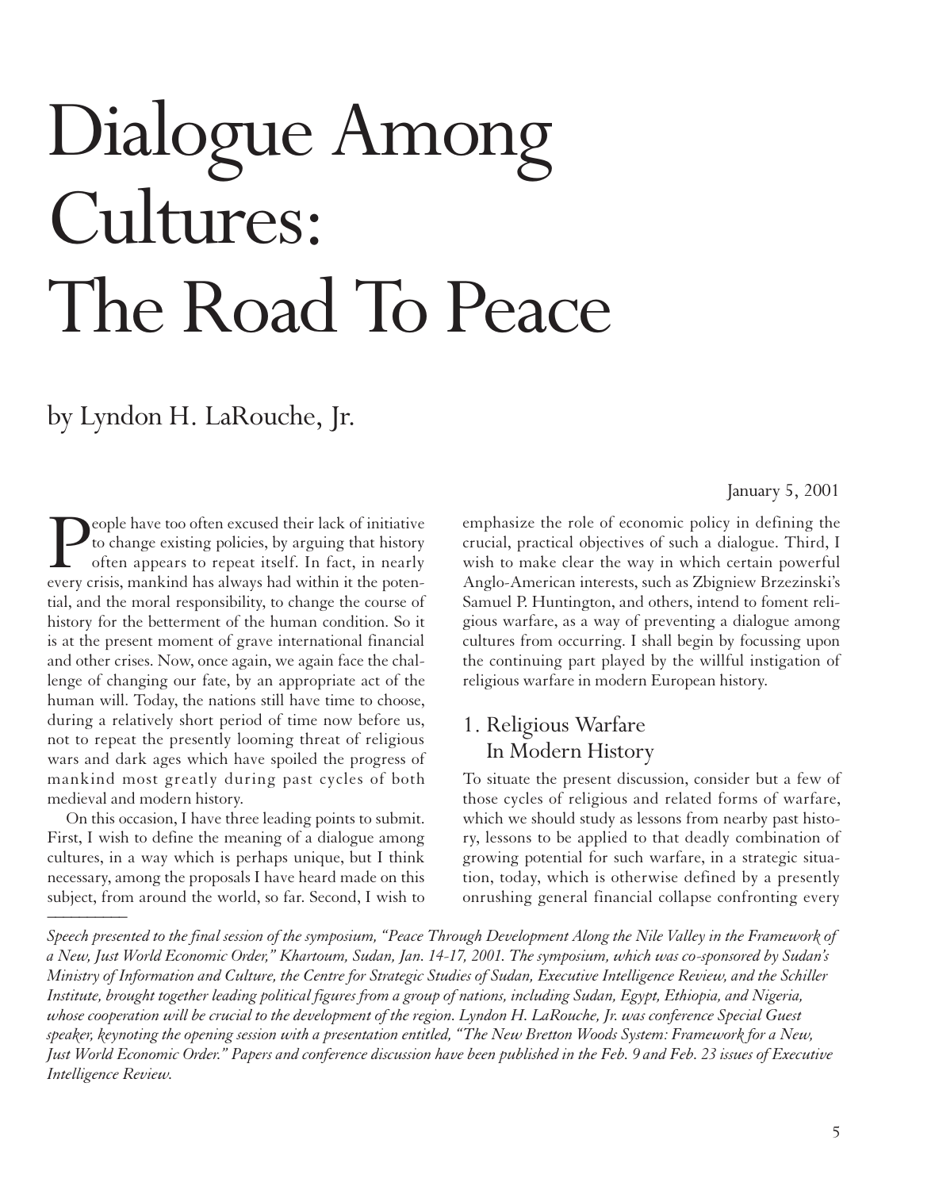# Dialogue Among Cultures: The Road To Peace

## by Lyndon H. LaRouche, Jr.

January 5, 2001

People have too often excused their lack of initiative to change existing policies, by arguing that history often appears to repeat itself. In fact, in nearly every crisis, mankind has always had within it the potential, and the moral responsibility, to change the course of history for the betterment of the human condition. So it is at the present moment of grave international financial and other crises. Now, once again, we again face the challenge of changing our fate, by an appropriate act of the human will. Today, the nations still have time to choose, during a relatively short period of time now before us, not to repeat the presently looming threat of religious wars and dark ages which have spoiled the progress of mankind most greatly during past cycles of both medieval and modern history.

On this occasion, I have three leading points to submit. First, I wish to define the meaning of a dialogue among cultures, in a way which is perhaps unique, but I think necessary, among the proposals I have heard made on this subject, from around the world, so far. Second, I wish to emphasize the role of economic policy in defining the crucial, practical objectives of such a dialogue. Third, I wish to make clear the way in which certain powerful Anglo-American interests, such as Zbigniew Brzezinski's Samuel P. Huntington, and others, intend to foment religious warfare, as a way of preventing a dialogue among cultures from occurring. I shall begin by focussing upon the continuing part played by the willful instigation of religious warfare in modern European history.

## 1. Religious Warfare In Modern History

To situate the present discussion, consider but a few of those cycles of religious and related forms of warfare, which we should study as lessons from nearby past history, lessons to be applied to that deadly combination of growing potential for such warfare, in a strategic situation, today, which is otherwise defined by a presently onrushing general financial collapse confronting every

---

*Speech presented to the final session of the symposium, "Peace Through Development Along the Nile Valley in the Framework of a New, Just World Economic Order," Khartoum, Sudan, Jan. 14-17, 2001. The symposium, which was co-sponsored by Sudan's Ministry of Information and Culture, the Centre for Strategic Studies of Sudan, Executive Intelligence Review, and the Schiller Institute, brought together leading political figures from a group of nations, including Sudan, Egypt, Ethiopia, and Nigeria, whose cooperation will be crucial to the development of the region. Lyndon H. LaRouche, Jr. was conference Special Guest speaker, keynoting the opening session with a presentation entitled, "The New Bretton Woods System: Framework for a New, Just World Economic Order." Papers and conference discussion have been published in the Feb. 9 and Feb. 23 issues of Executive Intelligence Review.*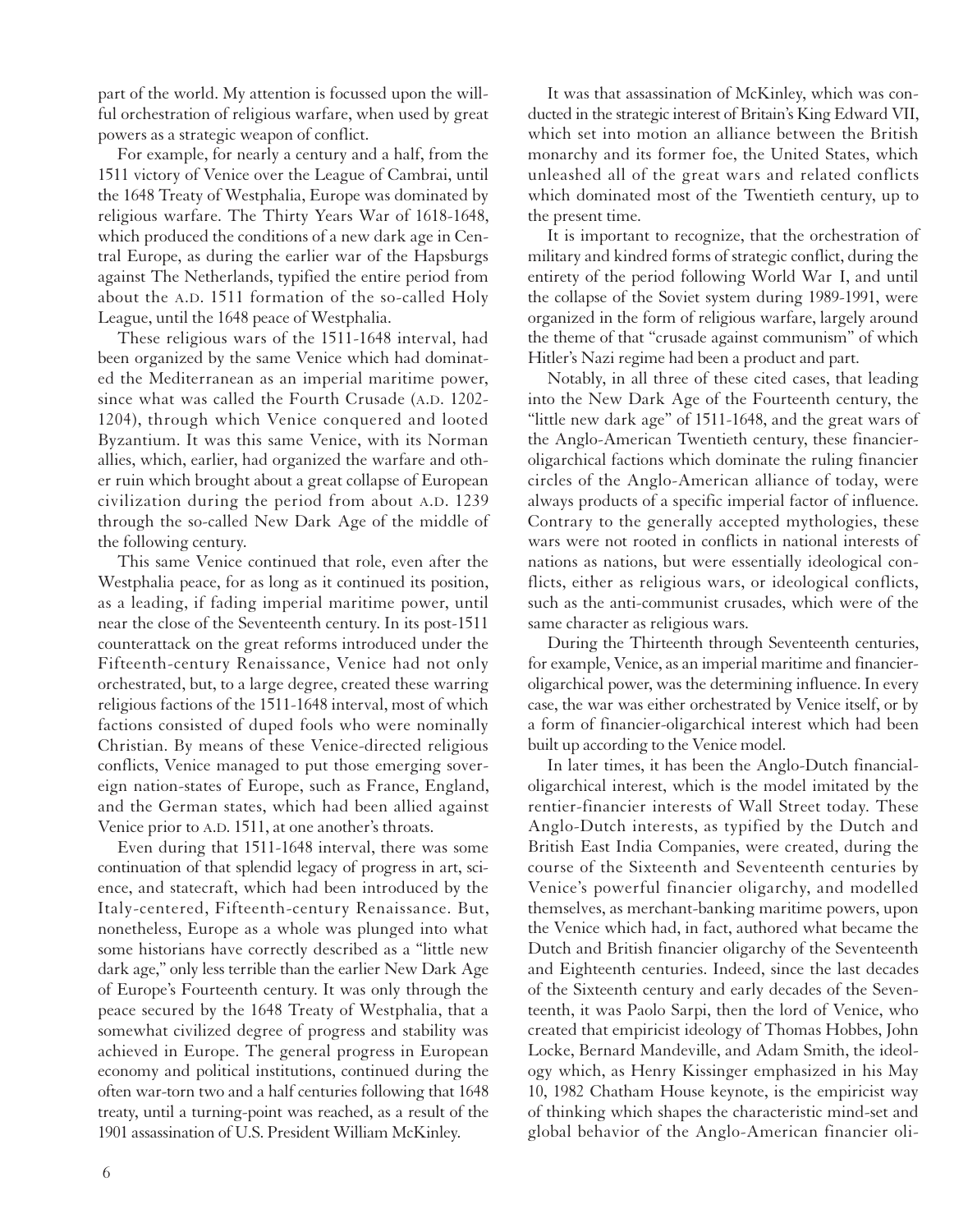part of the world. My attention is focussed upon the willful orchestration of religious warfare, when used by great powers as a strategic weapon of conflict.

For example, for nearly a century and a half, from the 1511 victory of Venice over the League of Cambrai, until the 1648 Treaty of Westphalia, Europe was dominated by religious warfare. The Thirty Years War of 1618-1648, which produced the conditions of a new dark age in Central Europe, as during the earlier war of the Hapsburgs against The Netherlands, typified the entire period from about the A.D. 1511 formation of the so-called Holy League, until the 1648 peace of Westphalia.

These religious wars of the 1511-1648 interval, had been organized by the same Venice which had dominated the Mediterranean as an imperial maritime power, since what was called the Fourth Crusade (A.D. 1202-1204), through which Venice conquered and looted Byzantium. It was this same Venice, with its Norman allies, which, earlier, had organized the warfare and other ruin which brought about a great collapse of European civilization during the period from about A.D. 1239 through the so-called New Dark Age of the middle of the following century.

This same Venice continued that role, even after the Westphalia peace, for as long as it continued its position, as a leading, if fading imperial maritime power, until near the close of the Seventeenth century. In its post-1511 counterattack on the great reforms introduced under the Fifteenth-century Renaissance, Venice had not only orchestrated, but, to a large degree, created these warring religious factions of the 1511-1648 interval, most of which factions consisted of duped fools who were nominally Christian. By means of these Venice-directed religious conflicts, Venice managed to put those emerging sovereign nation-states of Europe, such as France, England, and the German states, which had been allied against Venice prior to A.D. 1511, at one another's throats.

Even during that 1511-1648 interval, there was some continuation of that splendid legacy of progress in art, science, and statecraft, which had been introduced by the Italy-centered, Fifteenth-century Renaissance. But, nonetheless, Europe as a whole was plunged into what some historians have correctly described as a "little new dark age," only less terrible than the earlier New Dark Age of Europe's Fourteenth century. It was only through the peace secured by the 1648 Treaty of Westphalia, that a somewhat civilized degree of progress and stability was achieved in Europe. The general progress in European economy and political institutions, continued during the often war-torn two and a half centuries following that 1648 treaty, until a turning-point was reached, as a result of the 1901 assassination of U.S. President William McKinley.

It was that assassination of McKinley, which was conducted in the strategic interest of Britain's King Edward VII, which set into motion an alliance between the British monarchy and its former foe, the United States, which unleashed all of the great wars and related conflicts which dominated most of the Twentieth century, up to the present time.

It is important to recognize, that the orchestration of military and kindred forms of strategic conflict, during the entirety of the period following World War I, and until the collapse of the Soviet system during 1989-1991, were organized in the form of religious warfare, largely around the theme of that "crusade against communism" of which Hitler's Nazi regime had been a product and part.

Notably, in all three of these cited cases, that leading into the New Dark Age of the Fourteenth century, the "little new dark age" of 1511-1648, and the great wars of the Anglo-American Twentieth century, these financier-oligarchical factions which dominate the ruling financier circles of the Anglo-American alliance of today, were always products of a specific imperial factor of influence. Contrary to the generally accepted mythologies, these wars were not rooted in conflicts in national interests of nations as nations, but were essentially ideological conflicts, either as religious wars, or ideological conflicts, such as the anti-communist crusades, which were of the same character as religious wars.

During the Thirteenth through Seventeenth centuries, for example, Venice, as an imperial maritime and financier-oligarchical power, was the determining influence. In every case, the war was either orchestrated by Venice itself, or by a form of financier-oligarchical interest which had been built up according to the Venice model.

In later times, it has been the Anglo-Dutch financial-oligarchical interest, which is the model imitated by the rentier-financier interests of Wall Street today. These Anglo-Dutch interests, as typified by the Dutch and British East India Companies, were created, during the course of the Sixteenth and Seventeenth centuries by Venice's powerful financier oligarchy, and modelled themselves, as merchant-banking maritime powers, upon the Venice which had, in fact, authored what became the Dutch and British financier oligarchy of the Seventeenth and Eighteenth centuries. Indeed, since the last decades of the Sixteenth century and early decades of the Seventeenth, it was Paolo Sarpi, then the lord of Venice, who created that empiricist ideology of Thomas Hobbes, John Locke, Bernard Mandeville, and Adam Smith, the ideology which, as Henry Kissinger emphasized in his May 10, 1982 Chatham House keynote, is the empiricist way of thinking which shapes the characteristic mind-set and global behavior of the Anglo-American financier oli-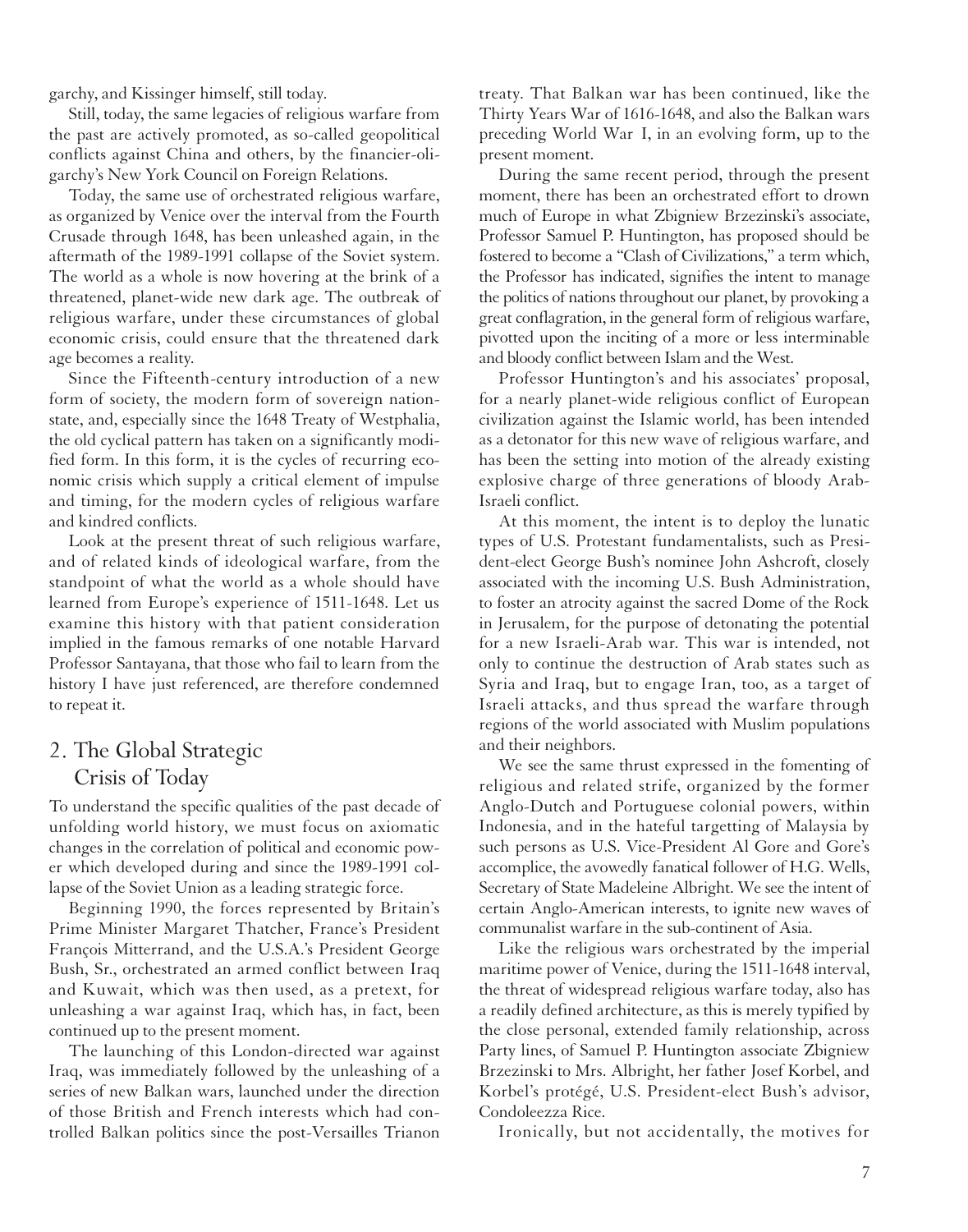garchy, and Kissinger himself, still today.

Still, today, the same legacies of religious warfare from the past are actively promoted, as so-called geopolitical conflicts against China and others, by the financier-oligarchy's New York Council on Foreign Relations.

Today, the same use of orchestrated religious warfare, as organized by Venice over the interval from the Fourth Crusade through 1648, has been unleashed again, in the aftermath of the 1989-1991 collapse of the Soviet system. The world as a whole is now hovering at the brink of a threatened, planet-wide new dark age. The outbreak of religious warfare, under these circumstances of global economic crisis, could ensure that the threatened dark age becomes a reality.

Since the Fifteenth-century introduction of a new form of society, the modern form of sovereign nation-state, and, especially since the 1648 Treaty of Westphalia, the old cyclical pattern has taken on a significantly modified form. In this form, it is the cycles of recurring economic crisis which supply a critical element of impulse and timing, for the modern cycles of religious warfare and kindred conflicts.

Look at the present threat of such religious warfare, and of related kinds of ideological warfare, from the standpoint of what the world as a whole should have learned from Europe's experience of 1511-1648. Let us examine this history with that patient consideration implied in the famous remarks of one notable Harvard Professor Santayana, that those who fail to learn from the history I have just referenced, are therefore condemned to repeat it.

## 2. The Global Strategic Crisis of Today

To understand the specific qualities of the past decade of unfolding world history, we must focus on axiomatic changes in the correlation of political and economic power which developed during and since the 1989-1991 collapse of the Soviet Union as a leading strategic force.

Beginning 1990, the forces represented by Britain's Prime Minister Margaret Thatcher, France's President François Mitterrand, and the U.S.A.'s President George Bush, Sr., orchestrated an armed conflict between Iraq and Kuwait, which was then used, as a pretext, for unleashing a war against Iraq, which has, in fact, been continued up to the present moment.

The launching of this London-directed war against Iraq, was immediately followed by the unleashing of a series of new Balkan wars, launched under the direction of those British and French interests which had controlled Balkan politics since the post-Versailles Trianon treaty. That Balkan war has been continued, like the Thirty Years War of 1616-1648, and also the Balkan wars preceding World War I, in an evolving form, up to the present moment.

During the same recent period, through the present moment, there has been an orchestrated effort to drown much of Europe in what Zbigniew Brzezinski's associate, Professor Samuel P. Huntington, has proposed should be fostered to become a "Clash of Civilizations," a term which, the Professor has indicated, signifies the intent to manage the politics of nations throughout our planet, by provoking a great conflagration, in the general form of religious warfare, pivotted upon the inciting of a more or less interminable and bloody conflict between Islam and the West.

Professor Huntington's and his associates' proposal, for a nearly planet-wide religious conflict of European civilization against the Islamic world, has been intended as a detonator for this new wave of religious warfare, and has been the setting into motion of the already existing explosive charge of three generations of bloody Arab-Israeli conflict.

At this moment, the intent is to deploy the lunatic types of U.S. Protestant fundamentalists, such as President-elect George Bush's nominee John Ashcroft, closely associated with the incoming U.S. Bush Administration, to foster an atrocity against the sacred Dome of the Rock in Jerusalem, for the purpose of detonating the potential for a new Israeli-Arab war. This war is intended, not only to continue the destruction of Arab states such as Syria and Iraq, but to engage Iran, too, as a target of Israeli attacks, and thus spread the warfare through regions of the world associated with Muslim populations and their neighbors.

We see the same thrust expressed in the fomenting of religious and related strife, organized by the former Anglo-Dutch and Portuguese colonial powers, within Indonesia, and in the hateful targetting of Malaysia by such persons as U.S. Vice-President Al Gore and Gore's accomplice, the avowedly fanatical follower of H.G. Wells, Secretary of State Madeleine Albright. We see the intent of certain Anglo-American interests, to ignite new waves of communalist warfare in the sub-continent of Asia.

Like the religious wars orchestrated by the imperial maritime power of Venice, during the 1511-1648 interval, the threat of widespread religious warfare today, also has a readily defined architecture, as this is merely typified by the close personal, extended family relationship, across Party lines, of Samuel P. Huntington associate Zbigniew Brzezinski to Mrs. Albright, her father Josef Korbel, and Korbel's protégé, U.S. President-elect Bush's advisor, Condoleezza Rice.

Ironically, but not accidentally, the motives for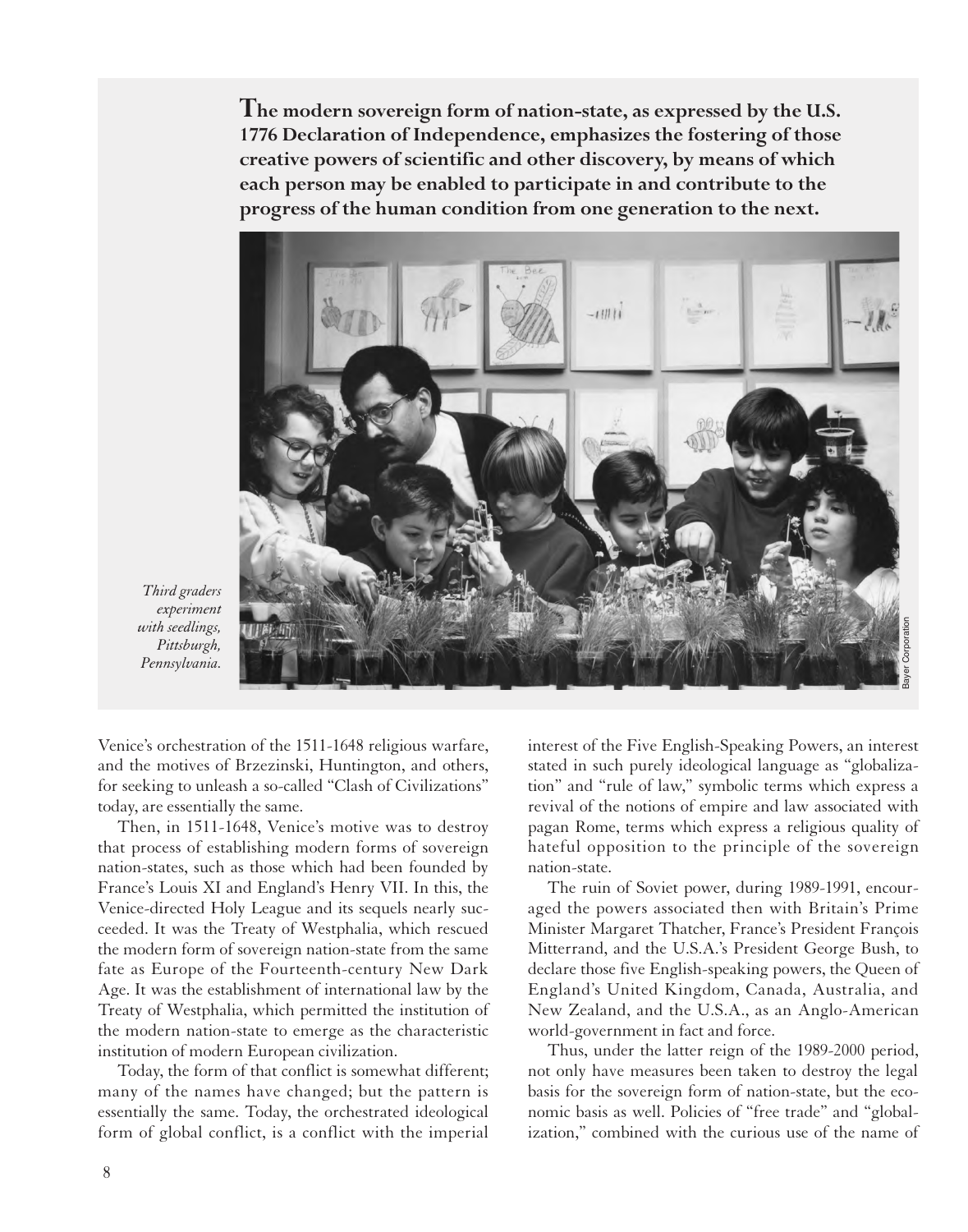**The modern sovereign form of nation-state, as expressed by the U.S. 1776 Declaration of Independence, emphasizes the fostering of those creative powers of scientific and other discovery, by means of which each person may be enabled to participate in and contribute to the progress of the human condition from one generation to the next.**

*Third graders experiment with seedlings, Pittsburgh, Pennsylvania.*

Bayer Corporation

Venice's orchestration of the 1511-1648 religious warfare, and the motives of Brzezinski, Huntington, and others, for seeking to unleash a so-called "Clash of Civilizations" today, are essentially the same.

Then, in 1511-1648, Venice's motive was to destroy that process of establishing modern forms of sovereign nation-states, such as those which had been founded by France's Louis XI and England's Henry VII. In this, the Venice-directed Holy League and its sequels nearly succeeded. It was the Treaty of Westphalia, which rescued the modern form of sovereign nation-state from the same fate as Europe of the Fourteenth-century New Dark Age. It was the establishment of international law by the Treaty of Westphalia, which permitted the institution of the modern nation-state to emerge as the characteristic institution of modern European civilization.

Today, the form of that conflict is somewhat different; many of the names have changed; but the pattern is essentially the same. Today, the orchestrated ideological form of global conflict, is a conflict with the imperial interest of the Five English-Speaking Powers, an interest stated in such purely ideological language as "globalization" and "rule of law," symbolic terms which express a revival of the notions of empire and law associated with pagan Rome, terms which express a religious quality of hateful opposition to the principle of the sovereign nation-state.

The ruin of Soviet power, during 1989-1991, encouraged the powers associated then with Britain's Prime Minister Margaret Thatcher, France's President François Mitterrand, and the U.S.A.'s President George Bush, to declare those five English-speaking powers, the Queen of England's United Kingdom, Canada, Australia, and New Zealand, and the U.S.A., as an Anglo-American world-government in fact and force.

Thus, under the latter reign of the 1989-2000 period, not only have measures been taken to destroy the legal basis for the sovereign form of nation-state, but the economic basis as well. Policies of "free trade" and "globalization," combined with the curious use of the name of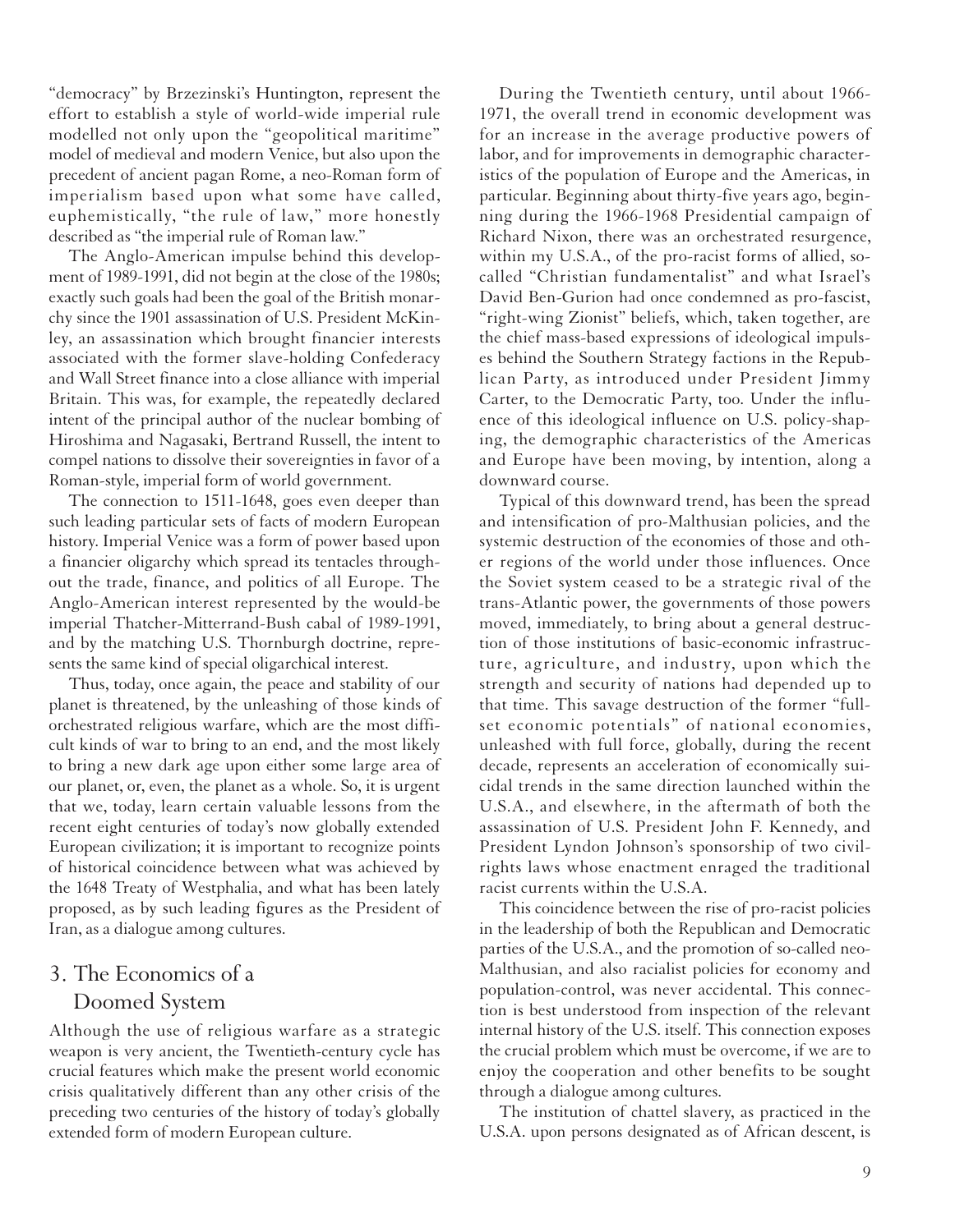"democracy" by Brzezinski's Huntington, represent the effort to establish a style of world-wide imperial rule modelled not only upon the "geopolitical maritime" model of medieval and modern Venice, but also upon the precedent of ancient pagan Rome, a neo-Roman form of imperialism based upon what some have called, euphemistically, "the rule of law," more honestly described as "the imperial rule of Roman law."

The Anglo-American impulse behind this development of 1989-1991, did not begin at the close of the 1980s; exactly such goals had been the goal of the British monarchy since the 1901 assassination of U.S. President McKinley, an assassination which brought financier interests associated with the former slave-holding Confederacy and Wall Street finance into a close alliance with imperial Britain. This was, for example, the repeatedly declared intent of the principal author of the nuclear bombing of Hiroshima and Nagasaki, Bertrand Russell, the intent to compel nations to dissolve their sovereignties in favor of a Roman-style, imperial form of world government.

The connection to 1511-1648, goes even deeper than such leading particular sets of facts of modern European history. Imperial Venice was a form of power based upon a financier oligarchy which spread its tentacles throughout the trade, finance, and politics of all Europe. The Anglo-American interest represented by the would-be imperial Thatcher-Mitterrand-Bush cabal of 1989-1991, and by the matching U.S. Thornburgh doctrine, represents the same kind of special oligarchical interest.

Thus, today, once again, the peace and stability of our planet is threatened, by the unleashing of those kinds of orchestrated religious warfare, which are the most difficult kinds of war to bring to an end, and the most likely to bring a new dark age upon either some large area of our planet, or, even, the planet as a whole. So, it is urgent that we, today, learn certain valuable lessons from the recent eight centuries of today's now globally extended European civilization; it is important to recognize points of historical coincidence between what was achieved by the 1648 Treaty of Westphalia, and what has been lately proposed, as by such leading figures as the President of Iran, as a dialogue among cultures.

## 3. The Economics of a Doomed System

Although the use of religious warfare as a strategic weapon is very ancient, the Twentieth-century cycle has crucial features which make the present world economic crisis qualitatively different than any other crisis of the preceding two centuries of the history of today's globally extended form of modern European culture.

During the Twentieth century, until about 1966-1971, the overall trend in economic development was for an increase in the average productive powers of labor, and for improvements in demographic characteristics of the population of Europe and the Americas, in particular. Beginning about thirty-five years ago, beginning during the 1966-1968 Presidential campaign of Richard Nixon, there was an orchestrated resurgence, within my U.S.A., of the pro-racist forms of allied, so-called "Christian fundamentalist" and what Israel's David Ben-Gurion had once condemned as pro-fascist, "right-wing Zionist" beliefs, which, taken together, are the chief mass-based expressions of ideological impulses behind the Southern Strategy factions in the Republican Party, as introduced under President Jimmy Carter, to the Democratic Party, too. Under the influence of this ideological influence on U.S. policy-shaping, the demographic characteristics of the Americas and Europe have been moving, by intention, along a downward course.

Typical of this downward trend, has been the spread and intensification of pro-Malthusian policies, and the systemic destruction of the economies of those and other regions of the world under those influences. Once the Soviet system ceased to be a strategic rival of the trans-Atlantic power, the governments of those powers moved, immediately, to bring about a general destruction of those institutions of basic-economic infrastructure, agriculture, and industry, upon which the strength and security of nations had depended up to that time. This savage destruction of the former "full-set economic potentials" of national economies, unleashed with full force, globally, during the recent decade, represents an acceleration of economically suicidal trends in the same direction launched within the U.S.A., and elsewhere, in the aftermath of both the assassination of U.S. President John F. Kennedy, and President Lyndon Johnson's sponsorship of two civil-rights laws whose enactment enraged the traditional racist currents within the U.S.A.

This coincidence between the rise of pro-racist policies in the leadership of both the Republican and Democratic parties of the U.S.A., and the promotion of so-called neo-Malthusian, and also racialist policies for economy and population-control, was never accidental. This connection is best understood from inspection of the relevant internal history of the U.S. itself. This connection exposes the crucial problem which must be overcome, if we are to enjoy the cooperation and other benefits to be sought through a dialogue among cultures.

The institution of chattel slavery, as practiced in the U.S.A. upon persons designated as of African descent, is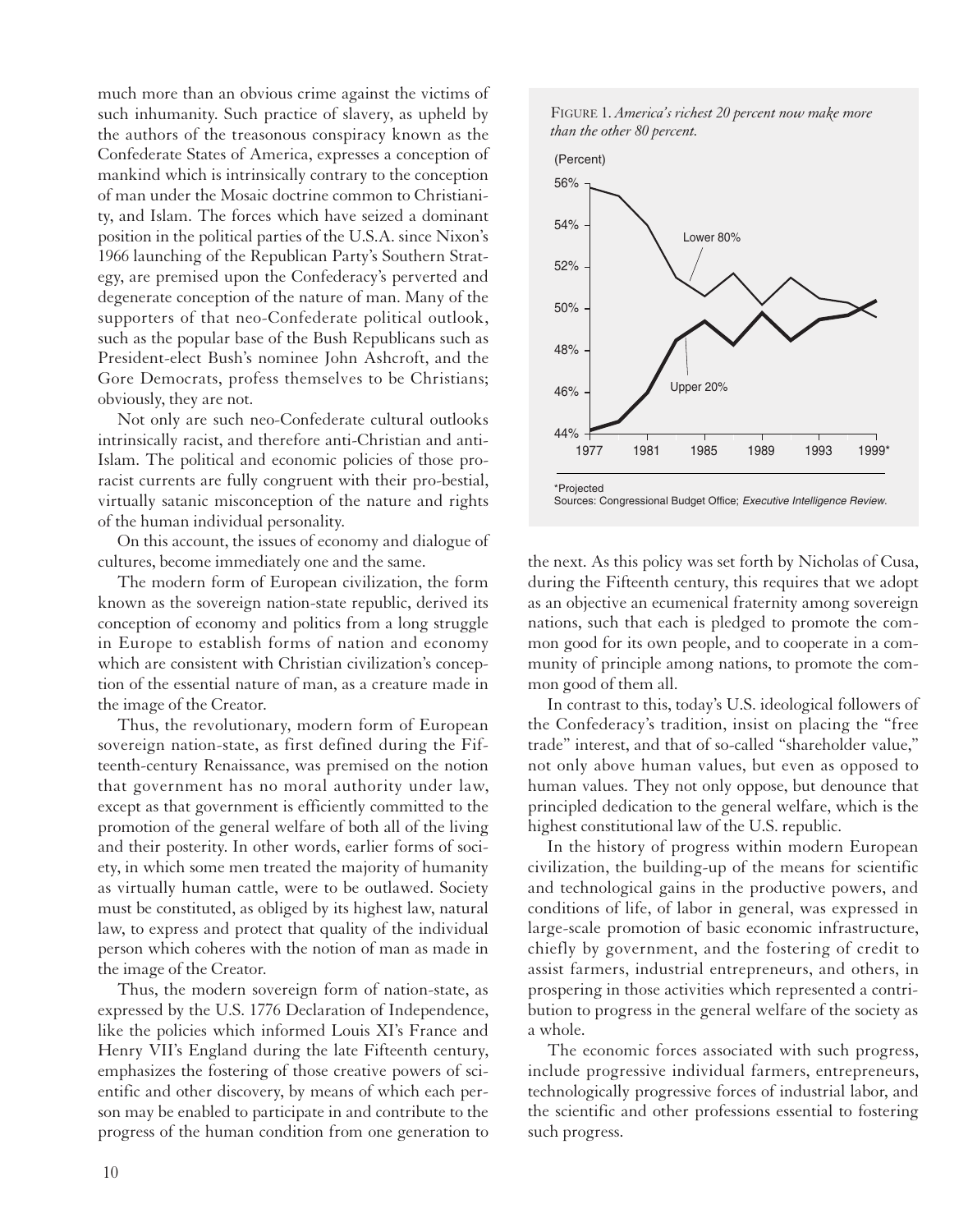much more than an obvious crime against the victims of such inhumanity. Such practice of slavery, as upheld by the authors of the treasonous conspiracy known as the Confederate States of America, expresses a conception of mankind which is intrinsically contrary to the conception of man under the Mosaic doctrine common to Christianity, and Islam. The forces which have seized a dominant position in the political parties of the U.S.A. since Nixon's 1966 launching of the Republican Party's Southern Strategy, are premised upon the Confederacy's perverted and degenerate conception of the nature of man. Many of the supporters of that neo-Confederate political outlook, such as the popular base of the Bush Republicans such as President-elect Bush's nominee John Ashcroft, and the Gore Democrats, profess themselves to be Christians; obviously, they are not.

Not only are such neo-Confederate cultural outlooks intrinsically racist, and therefore anti-Christian and anti-Islam. The political and economic policies of those pro-racist currents are fully congruent with their pro-bestial, virtually satanic misconception of the nature and rights of the human individual personality.

On this account, the issues of economy and dialogue of cultures, become immediately one and the same.

The modern form of European civilization, the form known as the sovereign nation-state republic, derived its conception of economy and politics from a long struggle in Europe to establish forms of nation and economy which are consistent with Christian civilization's conception of the essential nature of man, as a creature made in the image of the Creator.

Thus, the revolutionary, modern form of European sovereign nation-state, as first defined during the Fifteenth-century Renaissance, was premised on the notion that government has no moral authority under law, except as that government is efficiently committed to the promotion of the general welfare of both all of the living and their posterity. In other words, earlier forms of society, in which some men treated the majority of humanity as virtually human cattle, were to be outlawed. Society must be constituted, as obliged by its highest law, natural law, to express and protect that quality of the individual person which coheres with the notion of man as made in the image of the Creator.

Thus, the modern sovereign form of nation-state, as expressed by the U.S. 1776 Declaration of Independence, like the policies which informed Louis XI's France and Henry VII's England during the late Fifteenth century, emphasizes the fostering of those creative powers of scientific and other discovery, by means of which each person may be enabled to participate in and contribute to the progress of the human condition from one generation to the next. As this policy was set forth by Nicholas of Cusa, during the Fifteenth century, this requires that we adopt as an objective an ecumenical fraternity among sovereign nations, such that each is pledged to promote the common good for its own people, and to cooperate in a community of principle among nations, to promote the common good of them all.

FIGURE 1. *America's richest 20 percent now make more than the other 80 percent.*

(Percent)

| Year | Lower 80% | Upper 20% |
|---|---|---|
| 1977 | ~55.8% | ~44.2% |
| 1979 | ~55.4% | ~44.6% |
| 1981 | ~54% | ~46% |
| 1983 | ~51.5% | ~48.5% |
| 1985 | ~50.6% | ~49.4% |
| 1987 | ~51.7% | ~48.3% |
| 1989 | ~50.2% | ~49.8% |
| 1991 | ~51.5% | ~48.5% |
| 1993 | ~50.5% | ~49.5% |
| 1995 | ~50.3% | ~49.7% |
| 1997 | ~49.6% | ~50.4% |

*Projected

Sources: Congressional Budget Office; *Executive Intelligence Review*.

In contrast to this, today's U.S. ideological followers of the Confederacy's tradition, insist on placing the "free trade" interest, and that of so-called "shareholder value," not only above human values, but even as opposed to human values. They not only oppose, but denounce that principled dedication to the general welfare, which is the highest constitutional law of the U.S. republic.

In the history of progress within modern European civilization, the building-up of the means for scientific and technological gains in the productive powers, and conditions of life, of labor in general, was expressed in large-scale promotion of basic economic infrastructure, chiefly by government, and the fostering of credit to assist farmers, industrial entrepreneurs, and others, in prospering in those activities which represented a contribution to progress in the general welfare of the society as a whole.

The economic forces associated with such progress, include progressive individual farmers, entrepreneurs, technologically progressive forces of industrial labor, and the scientific and other professions essential to fostering such progress.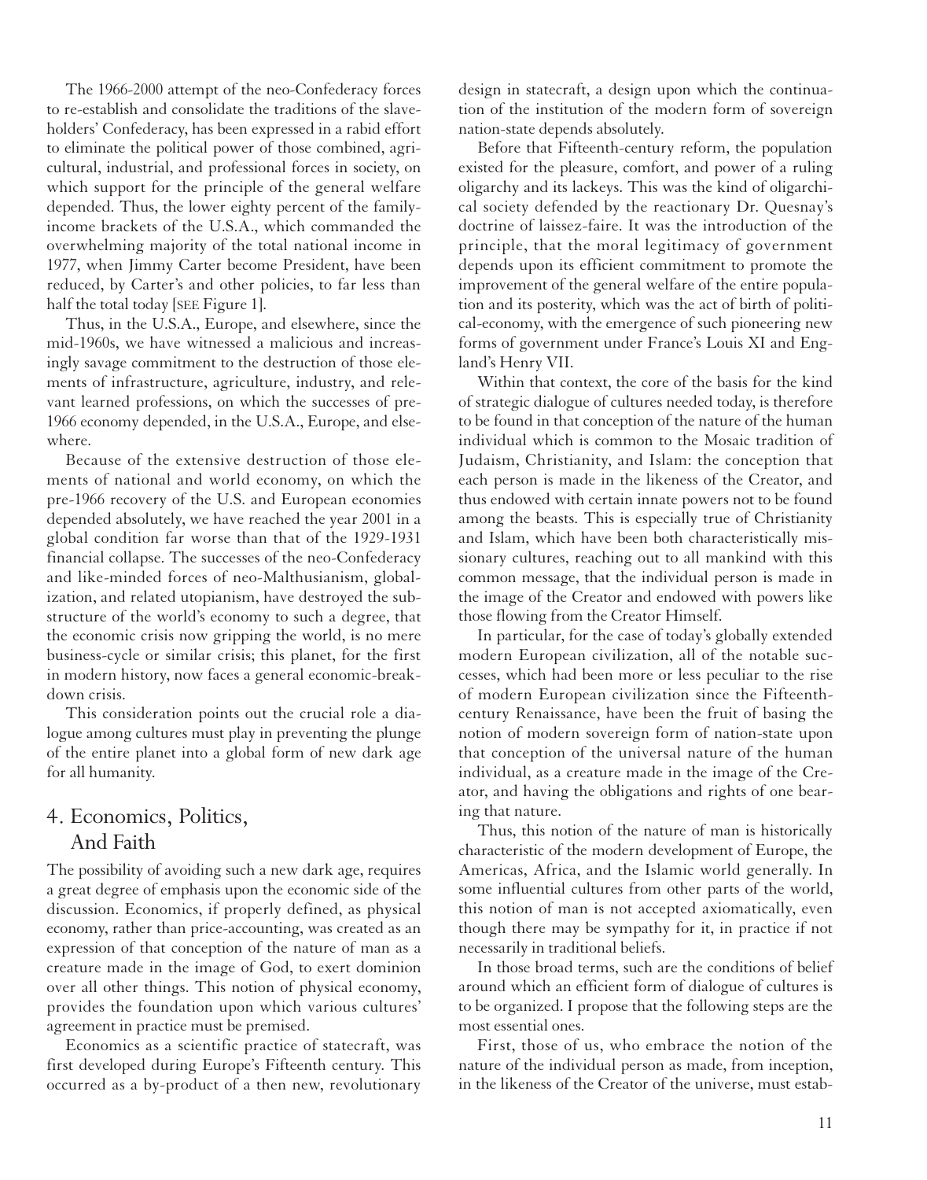The 1966-2000 attempt of the neo-Confederacy forces to re-establish and consolidate the traditions of the slaveholders' Confederacy, has been expressed in a rabid effort to eliminate the political power of those combined, agricultural, industrial, and professional forces in society, on which support for the principle of the general welfare depended. Thus, the lower eighty percent of the family-income brackets of the U.S.A., which commanded the overwhelming majority of the total national income in 1977, when Jimmy Carter become President, have been reduced, by Carter's and other policies, to far less than half the total today [SEE Figure 1].

Thus, in the U.S.A., Europe, and elsewhere, since the mid-1960s, we have witnessed a malicious and increasingly savage commitment to the destruction of those elements of infrastructure, agriculture, industry, and relevant learned professions, on which the successes of pre-1966 economy depended, in the U.S.A., Europe, and elsewhere.

Because of the extensive destruction of those elements of national and world economy, on which the pre-1966 recovery of the U.S. and European economies depended absolutely, we have reached the year 2001 in a global condition far worse than that of the 1929-1931 financial collapse. The successes of the neo-Confederacy and like-minded forces of neo-Malthusianism, globalization, and related utopianism, have destroyed the substructure of the world's economy to such a degree, that the economic crisis now gripping the world, is no mere business-cycle or similar crisis; this planet, for the first in modern history, now faces a general economic-breakdown crisis.

This consideration points out the crucial role a dialogue among cultures must play in preventing the plunge of the entire planet into a global form of new dark age for all humanity.

## 4. Economics, Politics, And Faith

The possibility of avoiding such a new dark age, requires a great degree of emphasis upon the economic side of the discussion. Economics, if properly defined, as physical economy, rather than price-accounting, was created as an expression of that conception of the nature of man as a creature made in the image of God, to exert dominion over all other things. This notion of physical economy, provides the foundation upon which various cultures' agreement in practice must be premised.

Economics as a scientific practice of statecraft, was first developed during Europe's Fifteenth century. This occurred as a by-product of a then new, revolutionary design in statecraft, a design upon which the continuation of the institution of the modern form of sovereign nation-state depends absolutely.

Before that Fifteenth-century reform, the population existed for the pleasure, comfort, and power of a ruling oligarchy and its lackeys. This was the kind of oligarchical society defended by the reactionary Dr. Quesnay's doctrine of laissez-faire. It was the introduction of the principle, that the moral legitimacy of government depends upon its efficient commitment to promote the improvement of the general welfare of the entire population and its posterity, which was the act of birth of political-economy, with the emergence of such pioneering new forms of government under France's Louis XI and England's Henry VII.

Within that context, the core of the basis for the kind of strategic dialogue of cultures needed today, is therefore to be found in that conception of the nature of the human individual which is common to the Mosaic tradition of Judaism, Christianity, and Islam: the conception that each person is made in the likeness of the Creator, and thus endowed with certain innate powers not to be found among the beasts. This is especially true of Christianity and Islam, which have been both characteristically missionary cultures, reaching out to all mankind with this common message, that the individual person is made in the image of the Creator and endowed with powers like those flowing from the Creator Himself.

In particular, for the case of today's globally extended modern European civilization, all of the notable successes, which had been more or less peculiar to the rise of modern European civilization since the Fifteenth-century Renaissance, have been the fruit of basing the notion of modern sovereign form of nation-state upon that conception of the universal nature of the human individual, as a creature made in the image of the Creator, and having the obligations and rights of one bearing that nature.

Thus, this notion of the nature of man is historically characteristic of the modern development of Europe, the Americas, Africa, and the Islamic world generally. In some influential cultures from other parts of the world, this notion of man is not accepted axiomatically, even though there may be sympathy for it, in practice if not necessarily in traditional beliefs.

In those broad terms, such are the conditions of belief around which an efficient form of dialogue of cultures is to be organized. I propose that the following steps are the most essential ones.

First, those of us, who embrace the notion of the nature of the individual person as made, from inception, in the likeness of the Creator of the universe, must estab-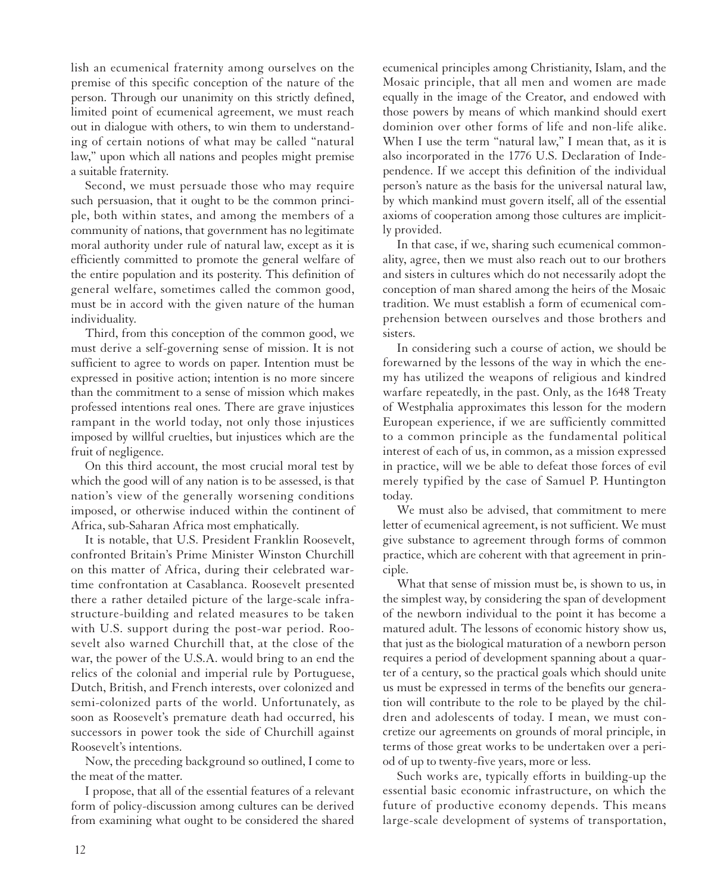lish an ecumenical fraternity among ourselves on the premise of this specific conception of the nature of the person. Through our unanimity on this strictly defined, limited point of ecumenical agreement, we must reach out in dialogue with others, to win them to understanding of certain notions of what may be called "natural law," upon which all nations and peoples might premise a suitable fraternity.

Second, we must persuade those who may require such persuasion, that it ought to be the common principle, both within states, and among the members of a community of nations, that government has no legitimate moral authority under rule of natural law, except as it is efficiently committed to promote the general welfare of the entire population and its posterity. This definition of general welfare, sometimes called the common good, must be in accord with the given nature of the human individuality.

Third, from this conception of the common good, we must derive a self-governing sense of mission. It is not sufficient to agree to words on paper. Intention must be expressed in positive action; intention is no more sincere than the commitment to a sense of mission which makes professed intentions real ones. There are grave injustices rampant in the world today, not only those injustices imposed by willful cruelties, but injustices which are the fruit of negligence.

On this third account, the most crucial moral test by which the good will of any nation is to be assessed, is that nation's view of the generally worsening conditions imposed, or otherwise induced within the continent of Africa, sub-Saharan Africa most emphatically.

It is notable, that U.S. President Franklin Roosevelt, confronted Britain's Prime Minister Winston Churchill on this matter of Africa, during their celebrated wartime confrontation at Casablanca. Roosevelt presented there a rather detailed picture of the large-scale infrastructure-building and related measures to be taken with U.S. support during the post-war period. Roosevelt also warned Churchill that, at the close of the war, the power of the U.S.A. would bring to an end the relics of the colonial and imperial rule by Portuguese, Dutch, British, and French interests, over colonized and semi-colonized parts of the world. Unfortunately, as soon as Roosevelt's premature death had occurred, his successors in power took the side of Churchill against Roosevelt's intentions.

Now, the preceding background so outlined, I come to the meat of the matter.

I propose, that all of the essential features of a relevant form of policy-discussion among cultures can be derived from examining what ought to be considered the shared ecumenical principles among Christianity, Islam, and the Mosaic principle, that all men and women are made equally in the image of the Creator, and endowed with those powers by means of which mankind should exert dominion over other forms of life and non-life alike. When I use the term "natural law," I mean that, as it is also incorporated in the 1776 U.S. Declaration of Independence. If we accept this definition of the individual person's nature as the basis for the universal natural law, by which mankind must govern itself, all of the essential axioms of cooperation among those cultures are implicitly provided.

In that case, if we, sharing such ecumenical commonality, agree, then we must also reach out to our brothers and sisters in cultures which do not necessarily adopt the conception of man shared among the heirs of the Mosaic tradition. We must establish a form of ecumenical comprehension between ourselves and those brothers and sisters.

In considering such a course of action, we should be forewarned by the lessons of the way in which the enemy has utilized the weapons of religious and kindred warfare repeatedly, in the past. Only, as the 1648 Treaty of Westphalia approximates this lesson for the modern European experience, if we are sufficiently committed to a common principle as the fundamental political interest of each of us, in common, as a mission expressed in practice, will we be able to defeat those forces of evil merely typified by the case of Samuel P. Huntington today.

We must also be advised, that commitment to mere letter of ecumenical agreement, is not sufficient. We must give substance to agreement through forms of common practice, which are coherent with that agreement in principle.

What that sense of mission must be, is shown to us, in the simplest way, by considering the span of development of the newborn individual to the point it has become a matured adult. The lessons of economic history show us, that just as the biological maturation of a newborn person requires a period of development spanning about a quarter of a century, so the practical goals which should unite us must be expressed in terms of the benefits our generation will contribute to the role to be played by the children and adolescents of today. I mean, we must concretize our agreements on grounds of moral principle, in terms of those great works to be undertaken over a period of up to twenty-five years, more or less.

Such works are, typically efforts in building-up the essential basic economic infrastructure, on which the future of productive economy depends. This means large-scale development of systems of transportation,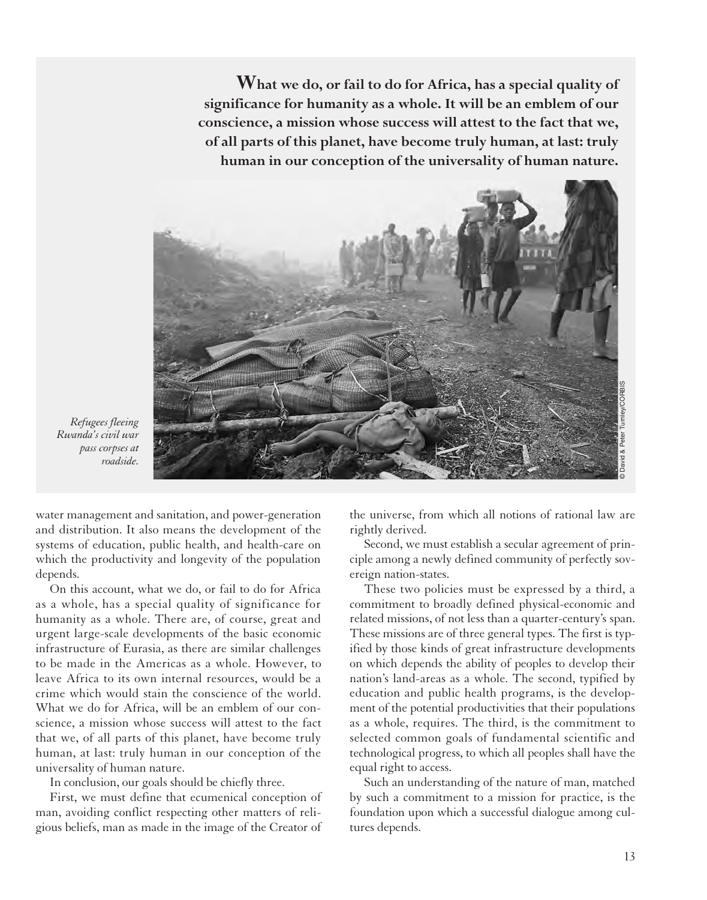**What we do, or fail to do for Africa, has a special quality of significance for humanity as a whole. It will be an emblem of our conscience, a mission whose success will attest to the fact that we, of all parts of this planet, have become truly human, at last: truly human in our conception of the universality of human nature.**

*Refugees fleeing Rwanda's civil war pass corpses at roadside.*

© David & Peter Turnley/CORBIS

water management and sanitation, and power-generation and distribution. It also means the development of the systems of education, public health, and health-care on which the productivity and longevity of the population depends.

On this account, what we do, or fail to do for Africa as a whole, has a special quality of significance for humanity as a whole. There are, of course, great and urgent large-scale developments of the basic economic infrastructure of Eurasia, as there are similar challenges to be made in the Americas as a whole. However, to leave Africa to its own internal resources, would be a crime which would stain the conscience of the world. What we do for Africa, will be an emblem of our conscience, a mission whose success will attest to the fact that we, of all parts of this planet, have become truly human, at last: truly human in our conception of the universality of human nature.

In conclusion, our goals should be chiefly three.

First, we must define that ecumenical conception of man, avoiding conflict respecting other matters of religious beliefs, man as made in the image of the Creator of the universe, from which all notions of rational law are rightly derived.

Second, we must establish a secular agreement of principle among a newly defined community of perfectly sovereign nation-states.

These two policies must be expressed by a third, a commitment to broadly defined physical-economic and related missions, of not less than a quarter-century's span. These missions are of three general types. The first is typified by those kinds of great infrastructure developments on which depends the ability of peoples to develop their nation's land-areas as a whole. The second, typified by education and public health programs, is the development of the potential productivities that their populations as a whole, requires. The third, is the commitment to selected common goals of fundamental scientific and technological progress, to which all peoples shall have the equal right to access.

Such an understanding of the nature of man, matched by such a commitment to a mission for practice, is the foundation upon which a successful dialogue among cultures depends.